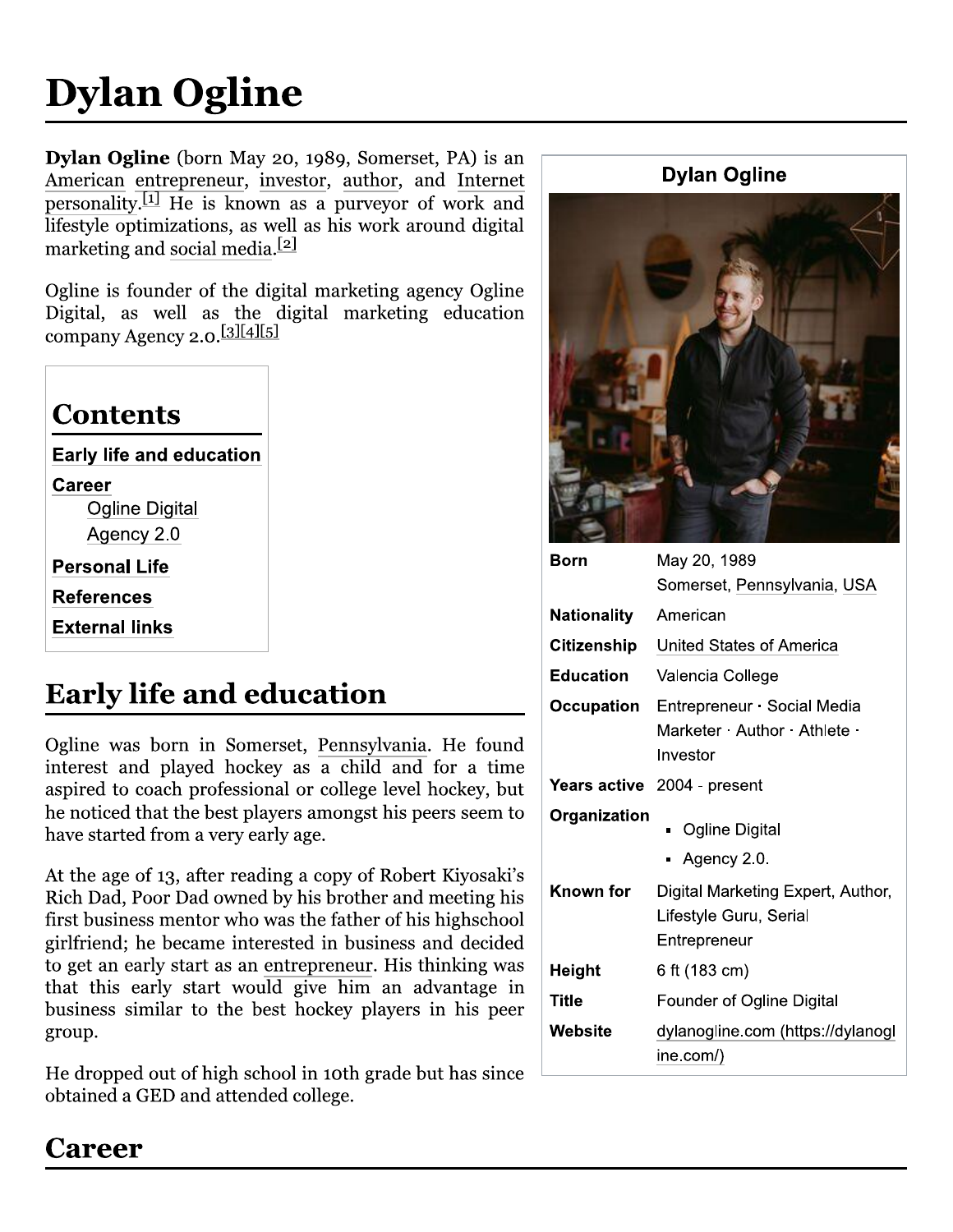# Dylan Ogline

**Dylan Ogline** (born May 20, 1989, Somerset, PA) is an American entrepreneur, investor, author, and Internet personality.[1] He is known as a purveyor of work and lifestyle optimizations, as well as his work around digital marketing and social media.[2]

Ogline is founder of the digital marketing agency Ogline Digital, as well as the digital marketing education company Agency 2.0.[3][4][5]

| Dylan Ogline | |
|---|---|
| **Born** | May 20, 1989<br>Somerset, Pennsylvania, USA |
| **Nationality** | American |
| **Citizenship** | United States of America |
| **Education** | Valencia College |
| **Occupation** | Entrepreneur · Social Media Marketer · Author · Athlete · Investor |
| **Years active** | 2004 - present |
| **Organization** | ▪ Ogline Digital<br>▪ Agency 2.0. |
| **Known for** | Digital Marketing Expert, Author, Lifestyle Guru, Serial Entrepreneur |
| **Height** | 6 ft (183 cm) |
| **Title** | Founder of Ogline Digital |
| **Website** | dylanogline.com (https://dylanogline.com/) |

## Contents

- Early life and education
- Career
  - Ogline Digital
  - Agency 2.0
- Personal Life
- References
- External links

## Early life and education

Ogline was born in Somerset, Pennsylvania. He found interest and played hockey as a child and for a time aspired to coach professional or college level hockey, but he noticed that the best players amongst his peers seem to have started from a very early age.

At the age of 13, after reading a copy of Robert Kiyosaki's Rich Dad, Poor Dad owned by his brother and meeting his first business mentor who was the father of his highschool girlfriend; he became interested in business and decided to get an early start as an entrepreneur. His thinking was that this early start would give him an advantage in business similar to the best hockey players in his peer group.

He dropped out of high school in 10th grade but has since obtained a GED and attended college.

## Career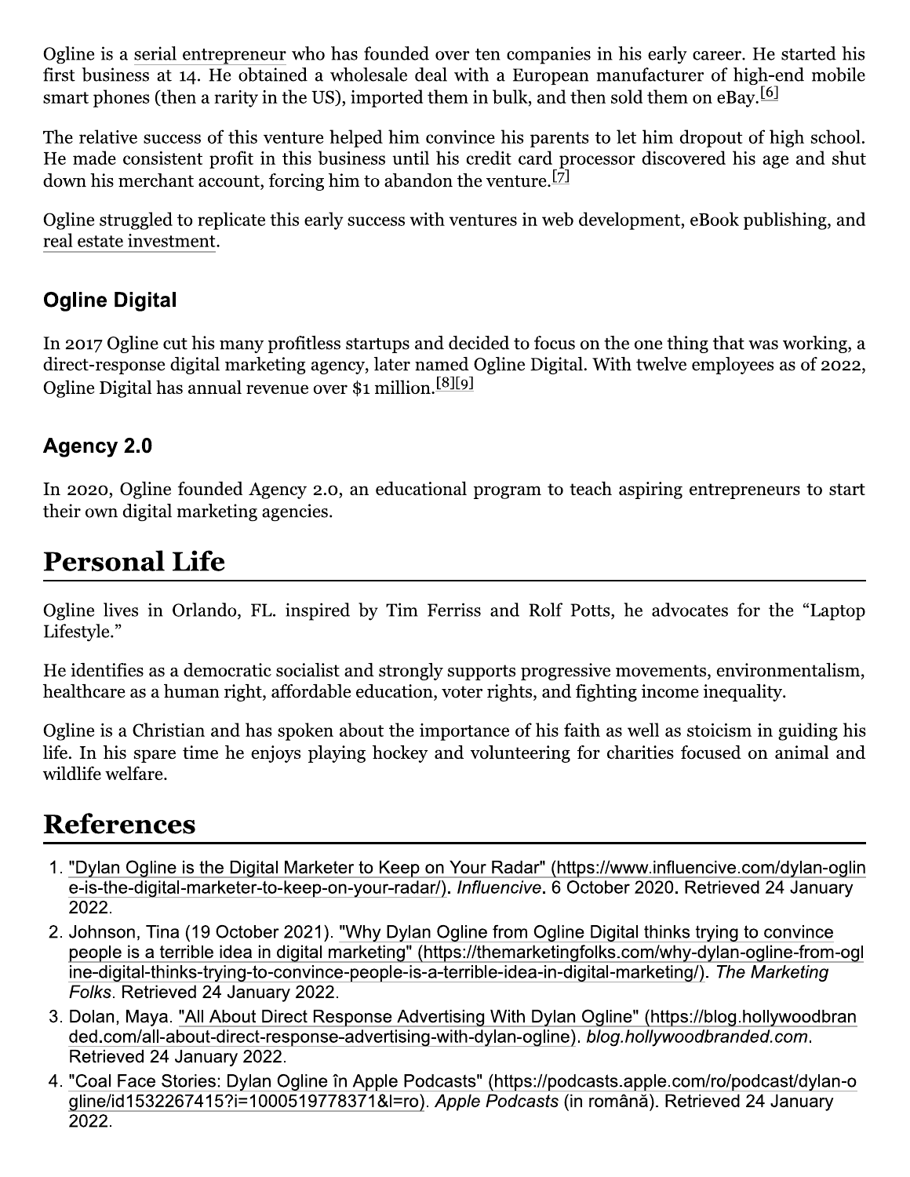Ogline is a serial entrepreneur who has founded over ten companies in his early career. He started his first business at 14. He obtained a wholesale deal with a European manufacturer of high-end mobile smart phones (then a rarity in the US), imported them in bulk, and then sold them on eBay.[6]

The relative success of this venture helped him convince his parents to let him dropout of high school. He made consistent profit in this business until his credit card processor discovered his age and shut down his merchant account, forcing him to abandon the venture.[7]

Ogline struggled to replicate this early success with ventures in web development, eBook publishing, and real estate investment.

### Ogline Digital

In 2017 Ogline cut his many profitless startups and decided to focus on the one thing that was working, a direct-response digital marketing agency, later named Ogline Digital. With twelve employees as of 2022, Ogline Digital has annual revenue over $1 million.[8][9]

### Agency 2.0

In 2020, Ogline founded Agency 2.0, an educational program to teach aspiring entrepreneurs to start their own digital marketing agencies.

## Personal Life

Ogline lives in Orlando, FL. inspired by Tim Ferriss and Rolf Potts, he advocates for the “Laptop Lifestyle.”

He identifies as a democratic socialist and strongly supports progressive movements, environmentalism, healthcare as a human right, affordable education, voter rights, and fighting income inequality.

Ogline is a Christian and has spoken about the importance of his faith as well as stoicism in guiding his life. In his spare time he enjoys playing hockey and volunteering for charities focused on animal and wildlife welfare.

## References

1. "Dylan Ogline is the Digital Marketer to Keep on Your Radar" (https://www.influencive.com/dylan-ogline-is-the-digital-marketer-to-keep-on-your-radar/). *Influencive*. 6 October 2020. Retrieved 24 January 2022.
2. Johnson, Tina (19 October 2021). "Why Dylan Ogline from Ogline Digital thinks trying to convince people is a terrible idea in digital marketing" (https://themarketingfolks.com/why-dylan-ogline-from-ogline-digital-thinks-trying-to-convince-people-is-a-terrible-idea-in-digital-marketing/). *The Marketing Folks*. Retrieved 24 January 2022.
3. Dolan, Maya. "All About Direct Response Advertising With Dylan Ogline" (https://blog.hollywoodbranded.com/all-about-direct-response-advertising-with-dylan-ogline). *blog.hollywoodbranded.com*. Retrieved 24 January 2022.
4. "Coal Face Stories: Dylan Ogline în Apple Podcasts" (https://podcasts.apple.com/ro/podcast/dylan-ogline/id1532267415?i=1000519778371&l=ro). *Apple Podcasts* (in română). Retrieved 24 January 2022.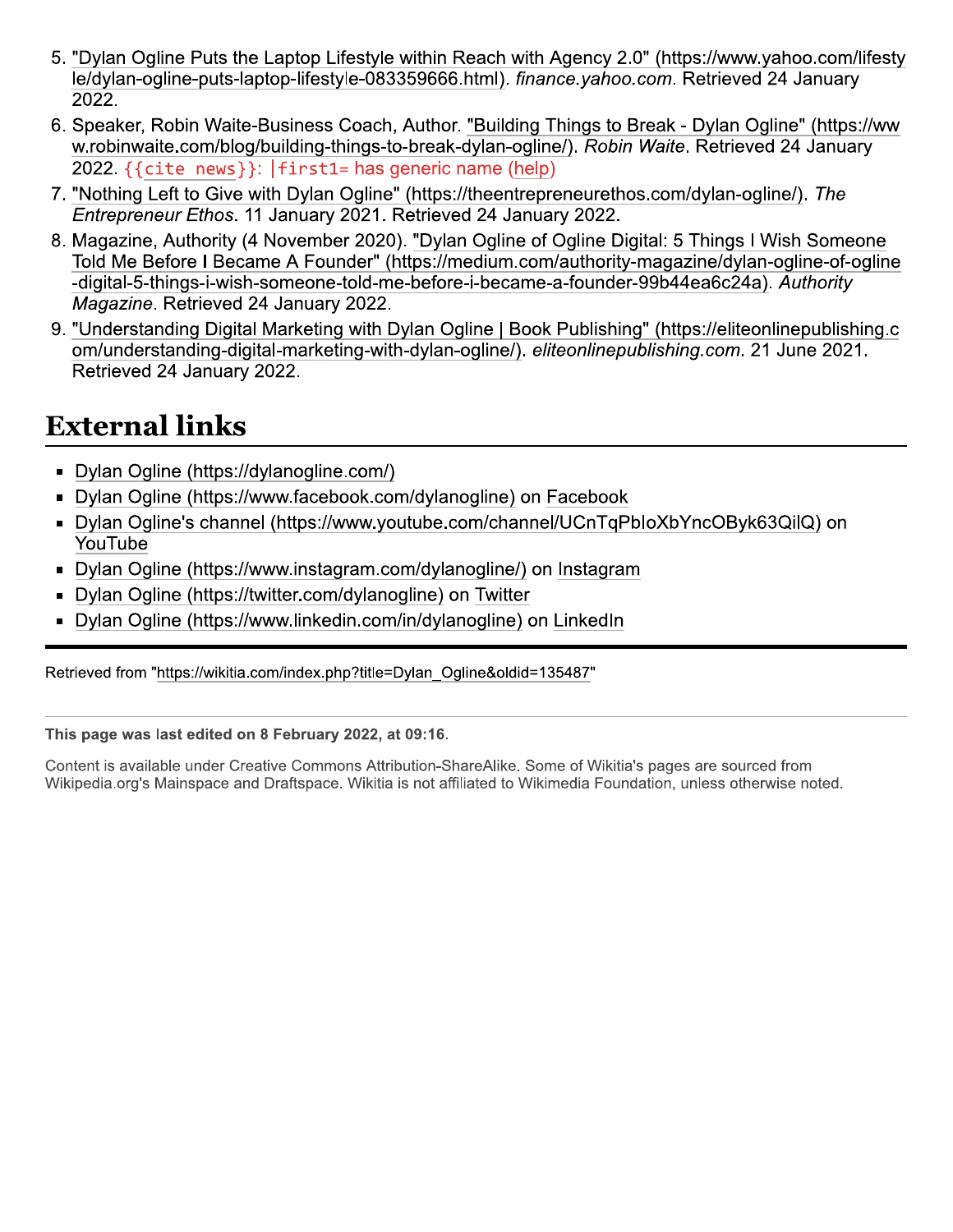5. "Dylan Ogline Puts the Laptop Lifestyle within Reach with Agency 2.0" (https://www.yahoo.com/lifestyle/dylan-ogline-puts-laptop-lifestyle-083359666.html). *finance.yahoo.com*. Retrieved 24 January 2022.
6. Speaker, Robin Waite-Business Coach, Author. "Building Things to Break - Dylan Ogline" (https://www.robinwaite.com/blog/building-things-to-break-dylan-ogline/). *Robin Waite*. Retrieved 24 January 2022. {{cite news}}: |first1= has generic name (help)
7. "Nothing Left to Give with Dylan Ogline" (https://theentrepreneurethos.com/dylan-ogline/). *The Entrepreneur Ethos*. 11 January 2021. Retrieved 24 January 2022.
8. Magazine, Authority (4 November 2020). "Dylan Ogline of Ogline Digital: 5 Things I Wish Someone Told Me Before I Became A Founder" (https://medium.com/authority-magazine/dylan-ogline-of-ogline-digital-5-things-i-wish-someone-told-me-before-i-became-a-founder-99b44ea6c24a). *Authority Magazine*. Retrieved 24 January 2022.
9. "Understanding Digital Marketing with Dylan Ogline | Book Publishing" (https://eliteonlinepublishing.com/understanding-digital-marketing-with-dylan-ogline/). *eliteonlinepublishing.com*. 21 June 2021. Retrieved 24 January 2022.

## External links

- Dylan Ogline (https://dylanogline.com/)
- Dylan Ogline (https://www.facebook.com/dylanogline) on Facebook
- Dylan Ogline's channel (https://www.youtube.com/channel/UCnTqPbIoXbYncOByk63QilQ) on YouTube
- Dylan Ogline (https://www.instagram.com/dylanogline/) on Instagram
- Dylan Ogline (https://twitter.com/dylanogline) on Twitter
- Dylan Ogline (https://www.linkedin.com/in/dylanogline) on LinkedIn

Retrieved from "https://wikitia.com/index.php?title=Dylan_Ogline&oldid=135487"

**This page was last edited on 8 February 2022, at 09:16**.

Content is available under Creative Commons Attribution-ShareAlike. Some of Wikitia's pages are sourced from Wikipedia.org's Mainspace and Draftspace. Wikitia is not affiliated to Wikimedia Foundation, unless otherwise noted.